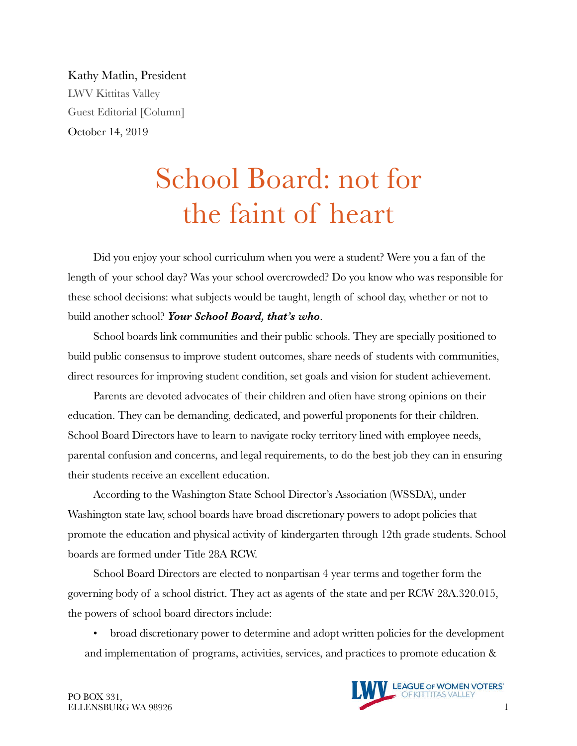Kathy Matlin, President

LWV Kittitas Valley

Guest Editorial [Column]

October 14, 2019

# School Board: not for the faint of heart

Did you enjoy your school curriculum when you were a student? Were you a fan of the length of your school day? Was your school overcrowded? Do you know who was responsible for these school decisions: what subjects would be taught, length of school day, whether or not to build another school? ***Your School Board, that's who***.

School boards link communities and their public schools. They are specially positioned to build public consensus to improve student outcomes, share needs of students with communities, direct resources for improving student condition, set goals and vision for student achievement.

Parents are devoted advocates of their children and often have strong opinions on their education. They can be demanding, dedicated, and powerful proponents for their children. School Board Directors have to learn to navigate rocky territory lined with employee needs, parental confusion and concerns, and legal requirements, to do the best job they can in ensuring their students receive an excellent education.

According to the Washington State School Director's Association (WSSDA), under Washington state law, school boards have broad discretionary powers to adopt policies that promote the education and physical activity of kindergarten through 12th grade students. School boards are formed under Title 28A RCW.

School Board Directors are elected to nonpartisan 4 year terms and together form the governing body of a school district. They act as agents of the state and per RCW 28A.320.015, the powers of school board directors include:

- broad discretionary power to determine and adopt written policies for the development and implementation of programs, activities, services, and practices to promote education &

PO BOX 331,
ELLENSBURG WA 98926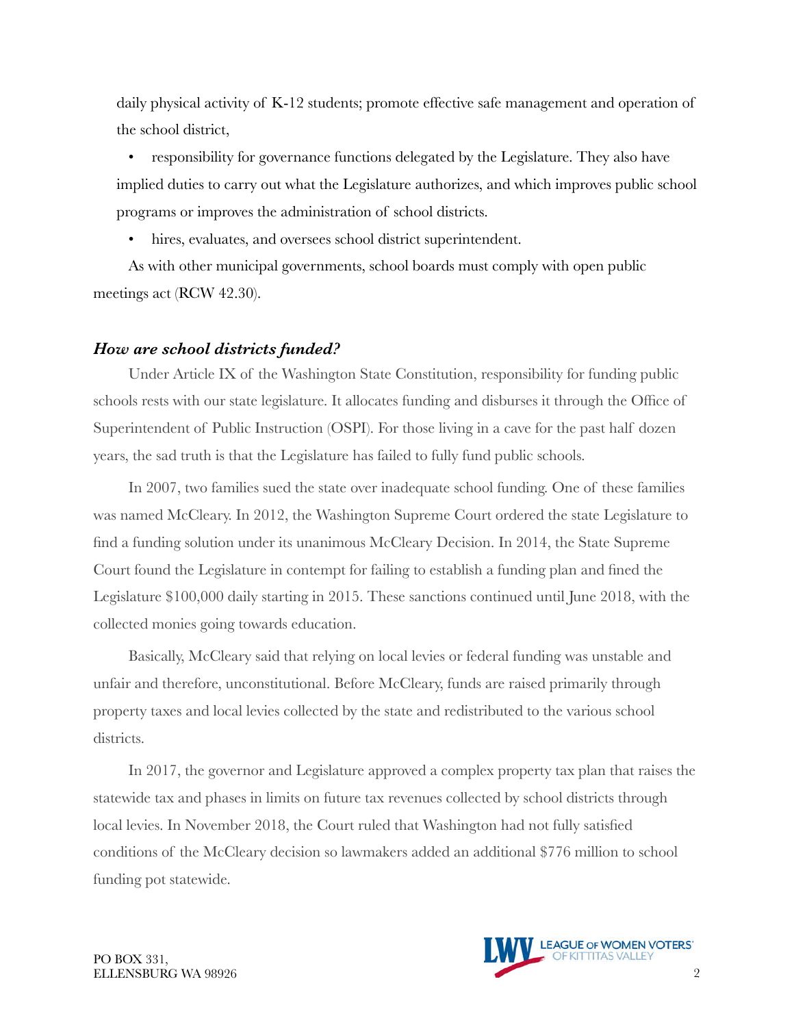daily physical activity of K-12 students; promote effective safe management and operation of the school district,

- responsibility for governance functions delegated by the Legislature. They also have implied duties to carry out what the Legislature authorizes, and which improves public school programs or improves the administration of school districts.
- hires, evaluates, and oversees school district superintendent.

As with other municipal governments, school boards must comply with open public meetings act (RCW 42.30).

### *How are school districts funded?*

Under Article IX of the Washington State Constitution, responsibility for funding public schools rests with our state legislature. It allocates funding and disburses it through the Office of Superintendent of Public Instruction (OSPI). For those living in a cave for the past half dozen years, the sad truth is that the Legislature has failed to fully fund public schools.

In 2007, two families sued the state over inadequate school funding. One of these families was named McCleary. In 2012, the Washington Supreme Court ordered the state Legislature to find a funding solution under its unanimous McCleary Decision. In 2014, the State Supreme Court found the Legislature in contempt for failing to establish a funding plan and fined the Legislature $100,000 daily starting in 2015. These sanctions continued until June 2018, with the collected monies going towards education.

Basically, McCleary said that relying on local levies or federal funding was unstable and unfair and therefore, unconstitutional. Before McCleary, funds are raised primarily through property taxes and local levies collected by the state and redistributed to the various school districts.

In 2017, the governor and Legislature approved a complex property tax plan that raises the statewide tax and phases in limits on future tax revenues collected by school districts through local levies. In November 2018, the Court ruled that Washington had not fully satisfied conditions of the McCleary decision so lawmakers added an additional $776 million to school funding pot statewide.

PO BOX 331,
ELLENSBURG WA 98926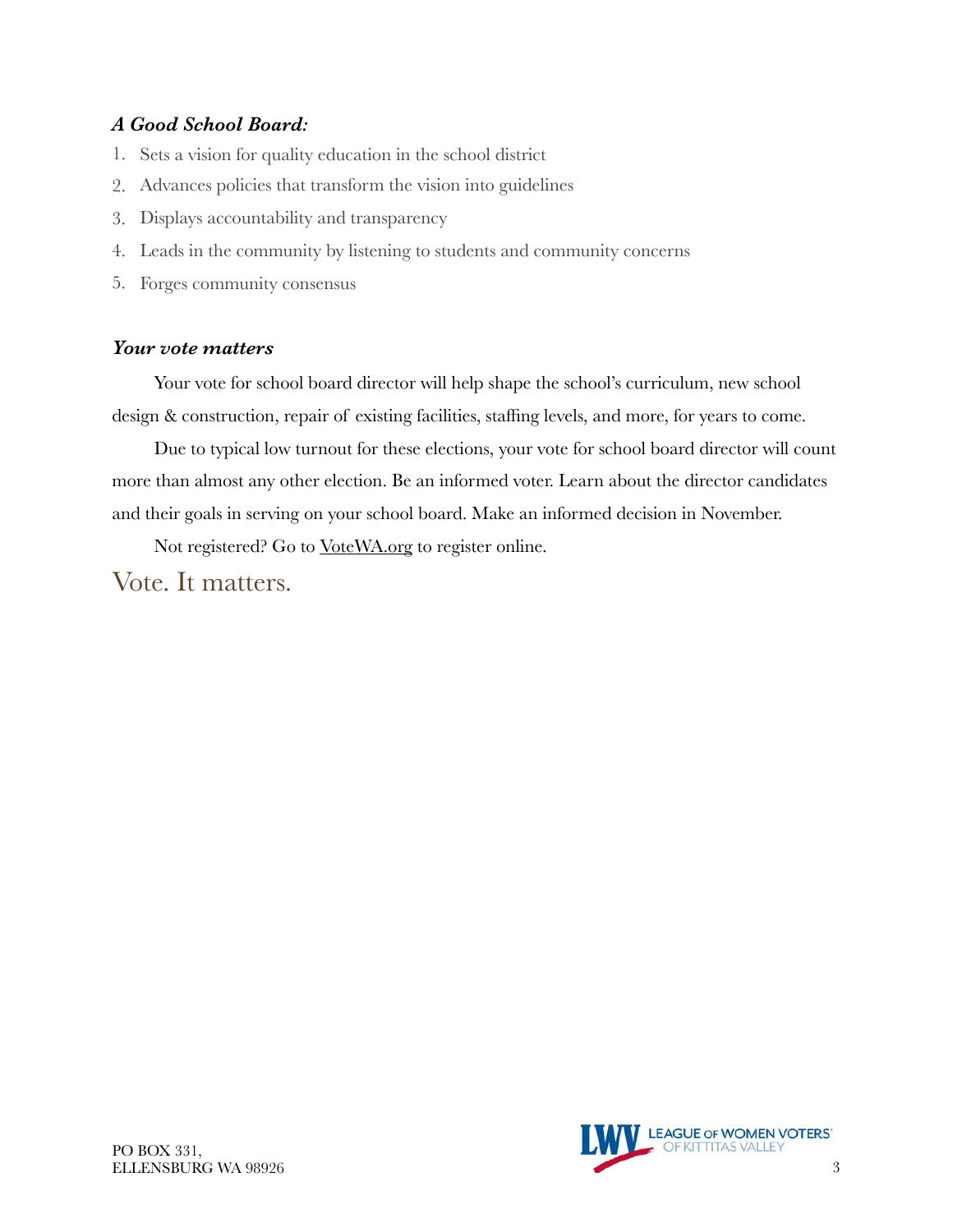### *A Good School Board:*

1. Sets a vision for quality education in the school district
2. Advances policies that transform the vision into guidelines
3. Displays accountability and transparency
4. Leads in the community by listening to students and community concerns
5. Forges community consensus

### *Your vote matters*

Your vote for school board director will help shape the school's curriculum, new school design & construction, repair of existing facilities, staffing levels, and more, for years to come.

Due to typical low turnout for these elections, your vote for school board director will count more than almost any other election. Be an informed voter. Learn about the director candidates and their goals in serving on your school board. Make an informed decision in November.

Not registered? Go to VoteWA.org to register online.

## Vote. It matters.

PO BOX 331,
ELLENSBURG WA 98926

LWV LEAGUE OF WOMEN VOTERS OF KITTITAS VALLEY